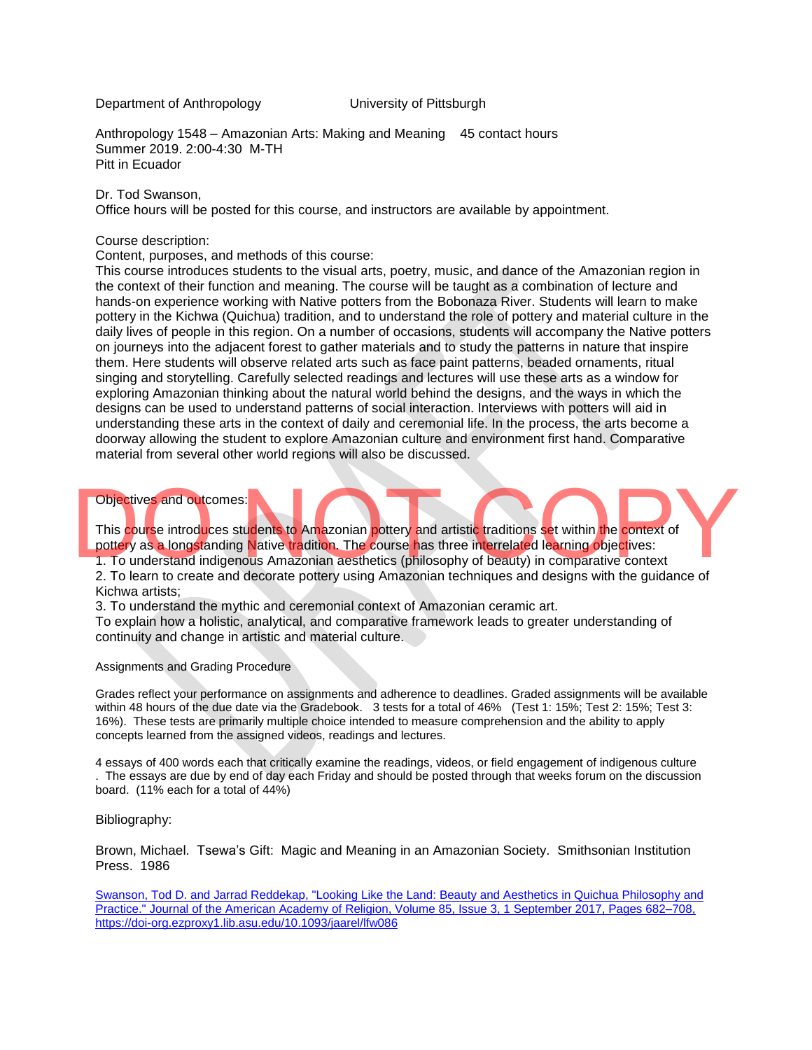Department of Anthropology University of Pittsburgh

Anthropology 1548 – Amazonian Arts: Making and Meaning 45 contact hours
Summer 2019. 2:00-4:30 M-TH
Pitt in Ecuador

Dr. Tod Swanson,
Office hours will be posted for this course, and instructors are available by appointment.

Course description:
Content, purposes, and methods of this course:
This course introduces students to the visual arts, poetry, music, and dance of the Amazonian region in the context of their function and meaning. The course will be taught as a combination of lecture and hands-on experience working with Native potters from the Bobonaza River. Students will learn to make pottery in the Kichwa (Quichua) tradition, and to understand the role of pottery and material culture in the daily lives of people in this region. On a number of occasions, students will accompany the Native potters on journeys into the adjacent forest to gather materials and to study the patterns in nature that inspire them. Here students will observe related arts such as face paint patterns, beaded ornaments, ritual singing and storytelling. Carefully selected readings and lectures will use these arts as a window for exploring Amazonian thinking about the natural world behind the designs, and the ways in which the designs can be used to understand patterns of social interaction. Interviews with potters will aid in understanding these arts in the context of daily and ceremonial life. In the process, the arts become a doorway allowing the student to explore Amazonian culture and environment first hand. Comparative material from several other world regions will also be discussed.

Objectives and outcomes:

This course introduces students to Amazonian pottery and artistic traditions set within the context of pottery as a longstanding Native tradition. The course has three interrelated learning objectives:
1. To understand indigenous Amazonian aesthetics (philosophy of beauty) in comparative context
2. To learn to create and decorate pottery using Amazonian techniques and designs with the guidance of Kichwa artists;
3. To understand the mythic and ceremonial context of Amazonian ceramic art.
To explain how a holistic, analytical, and comparative framework leads to greater understanding of continuity and change in artistic and material culture.

Assignments and Grading Procedure

Grades reflect your performance on assignments and adherence to deadlines. Graded assignments will be available within 48 hours of the due date via the Gradebook. 3 tests for a total of 46% (Test 1: 15%; Test 2: 15%; Test 3: 16%). These tests are primarily multiple choice intended to measure comprehension and the ability to apply concepts learned from the assigned videos, readings and lectures.

4 essays of 400 words each that critically examine the readings, videos, or field engagement of indigenous culture . The essays are due by end of day each Friday and should be posted through that weeks forum on the discussion board. (11% each for a total of 44%)

Bibliography:

Brown, Michael. Tsewa's Gift: Magic and Meaning in an Amazonian Society. Smithsonian Institution Press. 1986

Swanson, Tod D. and Jarrad Reddekap, "Looking Like the Land: Beauty and Aesthetics in Quichua Philosophy and Practice." Journal of the American Academy of Religion, Volume 85, Issue 3, 1 September 2017, Pages 682–708, https://doi-org.ezproxy1.lib.asu.edu/10.1093/jaarel/lfw086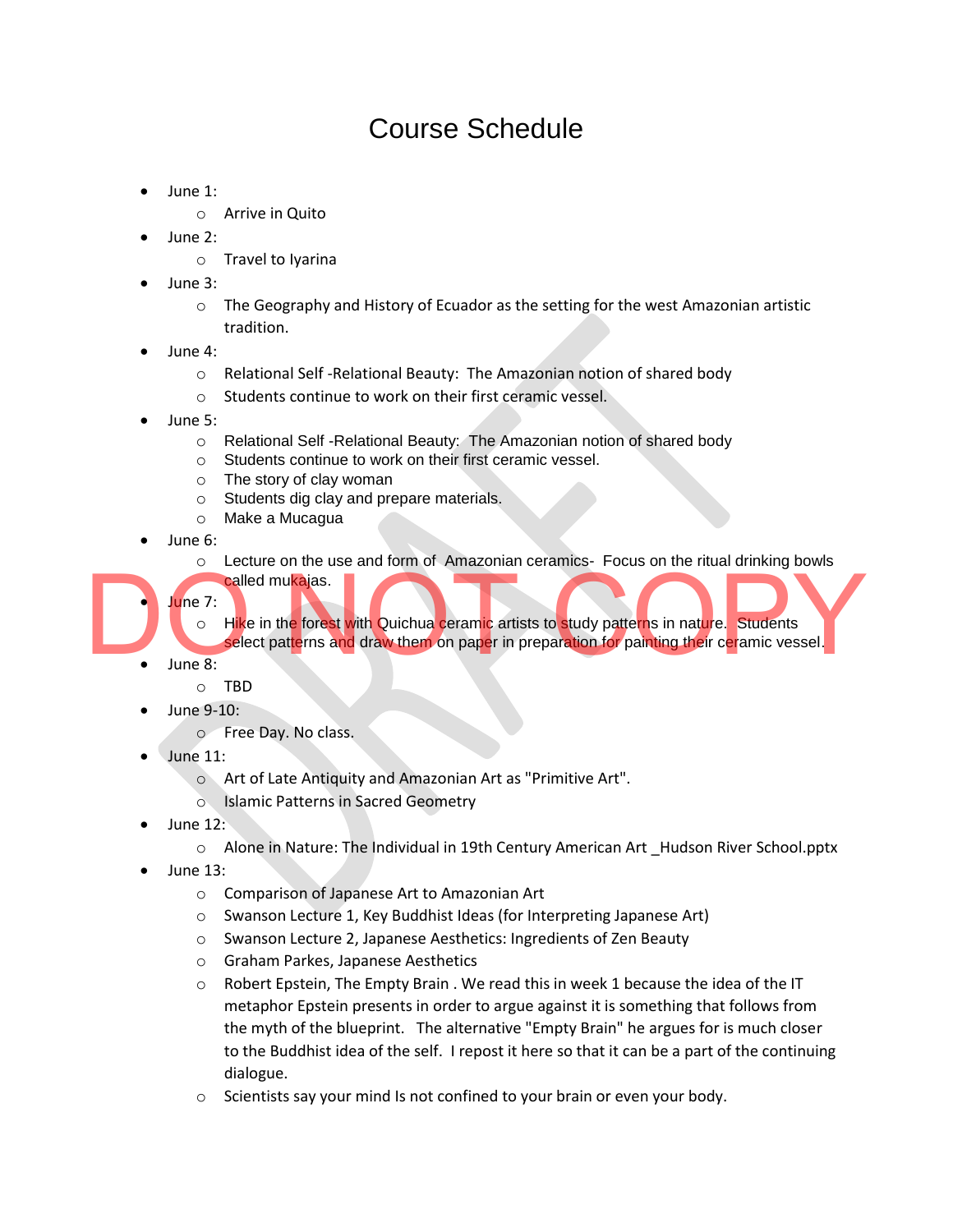# Course Schedule

- June 1:
    - Arrive in Quito
- June 2:
    - Travel to Iyarina
- June 3:
    - The Geography and History of Ecuador as the setting for the west Amazonian artistic tradition.
- June 4:
    - Relational Self -Relational Beauty: The Amazonian notion of shared body
    - Students continue to work on their first ceramic vessel.
- June 5:
    - Relational Self -Relational Beauty: The Amazonian notion of shared body
    - Students continue to work on their first ceramic vessel.
    - The story of clay woman
    - Students dig clay and prepare materials.
    - Make a Mucagua
- June 6:
    - Lecture on the use and form of Amazonian ceramics- Focus on the ritual drinking bowls called mukajas.
- June 7:
    - Hike in the forest with Quichua ceramic artists to study patterns in nature. Students select patterns and draw them on paper in preparation for painting their ceramic vessel.
- June 8:
    - TBD
- June 9-10:
    - Free Day. No class.
- June 11:
    - Art of Late Antiquity and Amazonian Art as "Primitive Art".
    - Islamic Patterns in Sacred Geometry
- June 12:
    - Alone in Nature: The Individual in 19th Century American Art _Hudson River School.pptx
- June 13:
    - Comparison of Japanese Art to Amazonian Art
    - Swanson Lecture 1, Key Buddhist Ideas (for Interpreting Japanese Art)
    - Swanson Lecture 2, Japanese Aesthetics: Ingredients of Zen Beauty
    - Graham Parkes, Japanese Aesthetics
    - Robert Epstein, The Empty Brain . We read this in week 1 because the idea of the IT metaphor Epstein presents in order to argue against it is something that follows from the myth of the blueprint. The alternative "Empty Brain" he argues for is much closer to the Buddhist idea of the self. I repost it here so that it can be a part of the continuing dialogue.
    - Scientists say your mind Is not confined to your brain or even your body.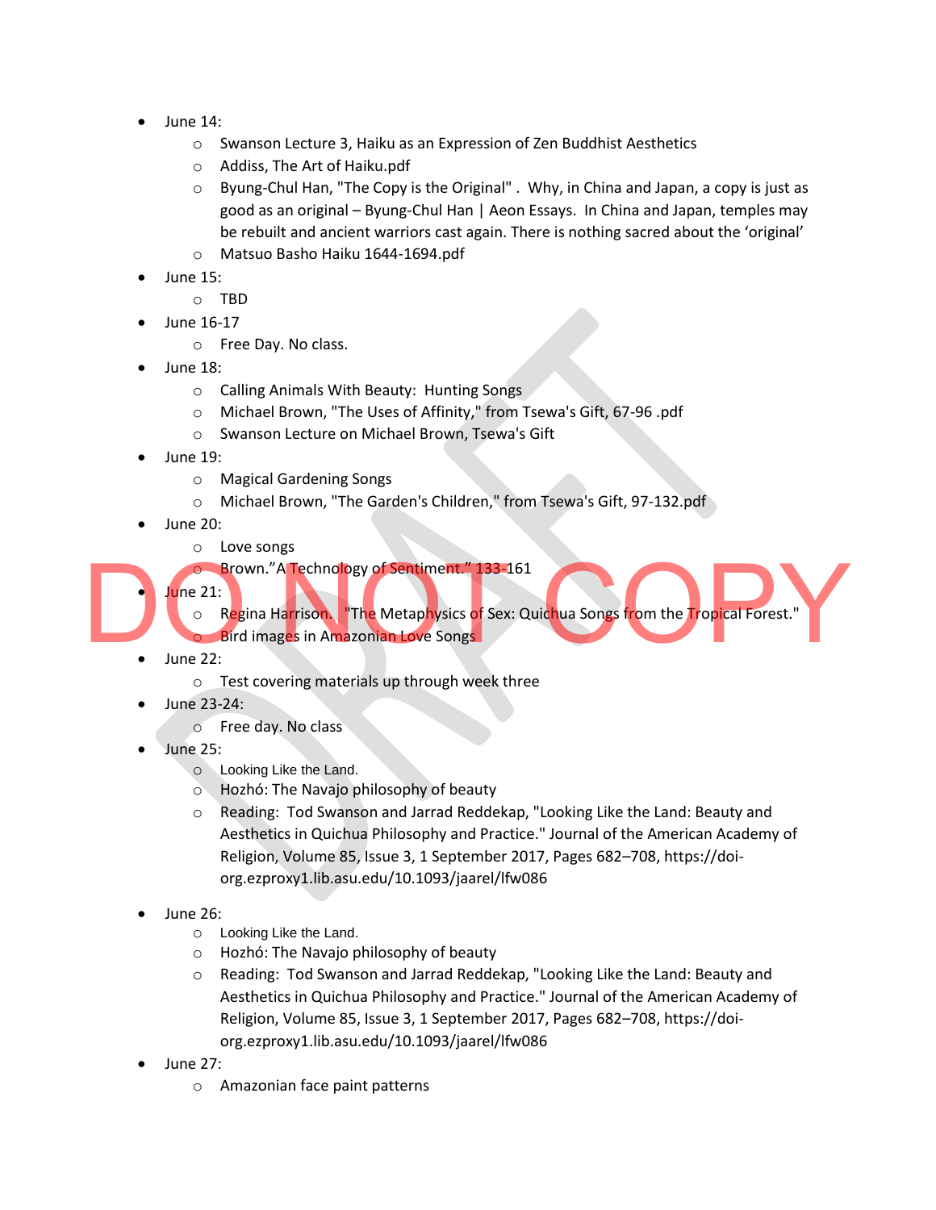- June 14:
  - Swanson Lecture 3, Haiku as an Expression of Zen Buddhist Aesthetics
  - Addiss, The Art of Haiku.pdf
  - Byung-Chul Han, "The Copy is the Original" . Why, in China and Japan, a copy is just as good as an original – Byung-Chul Han | Aeon Essays. In China and Japan, temples may be rebuilt and ancient warriors cast again. There is nothing sacred about the 'original'
  - Matsuo Basho Haiku 1644-1694.pdf
- June 15:
  - TBD
- June 16-17
  - Free Day. No class.
- June 18:
  - Calling Animals With Beauty: Hunting Songs
  - Michael Brown, "The Uses of Affinity," from Tsewa's Gift, 67-96 .pdf
  - Swanson Lecture on Michael Brown, Tsewa's Gift
- June 19:
  - Magical Gardening Songs
  - Michael Brown, "The Garden's Children," from Tsewa's Gift, 97-132.pdf
- June 20:
  - Love songs
  - Brown."A Technology of Sentiment." 133-161
- June 21:
  - Regina Harrison. "The Metaphysics of Sex: Quichua Songs from the Tropical Forest."
  - Bird images in Amazonian Love Songs
- June 22:
  - Test covering materials up through week three
- June 23-24:
  - Free day. No class
- June 25:
  - Looking Like the Land.
  - Hozhó: The Navajo philosophy of beauty
  - Reading: Tod Swanson and Jarrad Reddekap, "Looking Like the Land: Beauty and Aesthetics in Quichua Philosophy and Practice." Journal of the American Academy of Religion, Volume 85, Issue 3, 1 September 2017, Pages 682–708, https://doi-org.ezproxy1.lib.asu.edu/10.1093/jaarel/lfw086
- June 26:
  - Looking Like the Land.
  - Hozhó: The Navajo philosophy of beauty
  - Reading: Tod Swanson and Jarrad Reddekap, "Looking Like the Land: Beauty and Aesthetics in Quichua Philosophy and Practice." Journal of the American Academy of Religion, Volume 85, Issue 3, 1 September 2017, Pages 682–708, https://doi-org.ezproxy1.lib.asu.edu/10.1093/jaarel/lfw086
- June 27:
  - Amazonian face paint patterns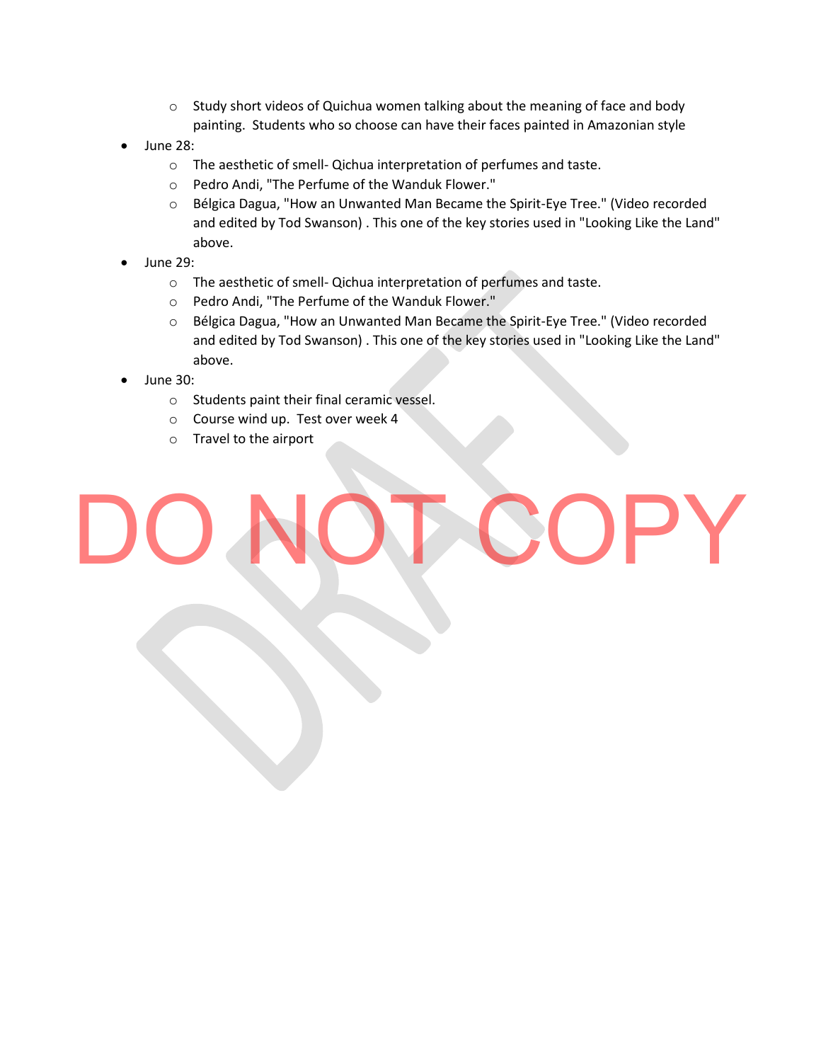- Study short videos of Quichua women talking about the meaning of face and body painting.  Students who so choose can have their faces painted in Amazonian style
- June 28:
    - The aesthetic of smell- Qichua interpretation of perfumes and taste.
    - Pedro Andi, "The Perfume of the Wanduk Flower."
    - Bélgica Dagua, "How an Unwanted Man Became the Spirit-Eye Tree." (Video recorded and edited by Tod Swanson) . This one of the key stories used in "Looking Like the Land" above.
- June 29:
    - The aesthetic of smell- Qichua interpretation of perfumes and taste.
    - Pedro Andi, "The Perfume of the Wanduk Flower."
    - Bélgica Dagua, "How an Unwanted Man Became the Spirit-Eye Tree." (Video recorded and edited by Tod Swanson) . This one of the key stories used in "Looking Like the Land" above.
- June 30:
    - Students paint their final ceramic vessel.
    - Course wind up.  Test over week 4
    - Travel to the airport

DO NOT COPY

DRAFT